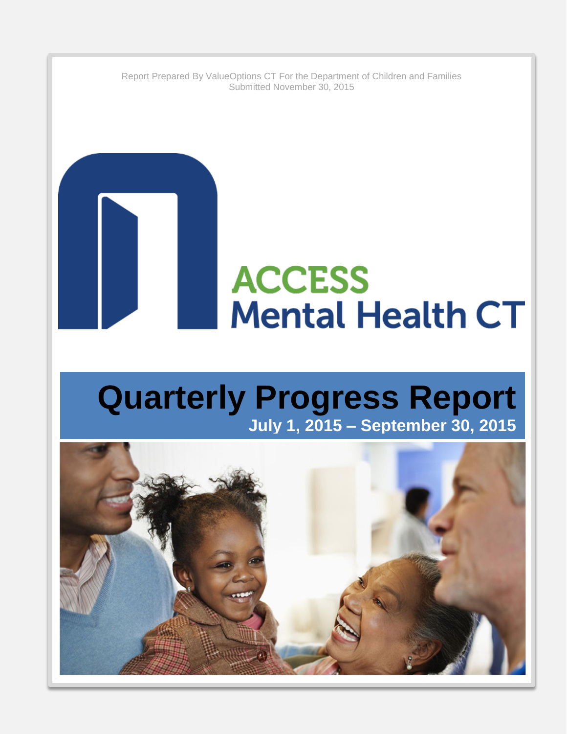Report Prepared By ValueOptions CT For the Department of Children and Families
Submitted November 30, 2015

ACCESS
Mental Health CT

# Quarterly Progress Report

## July 1, 2015 – September 30, 2015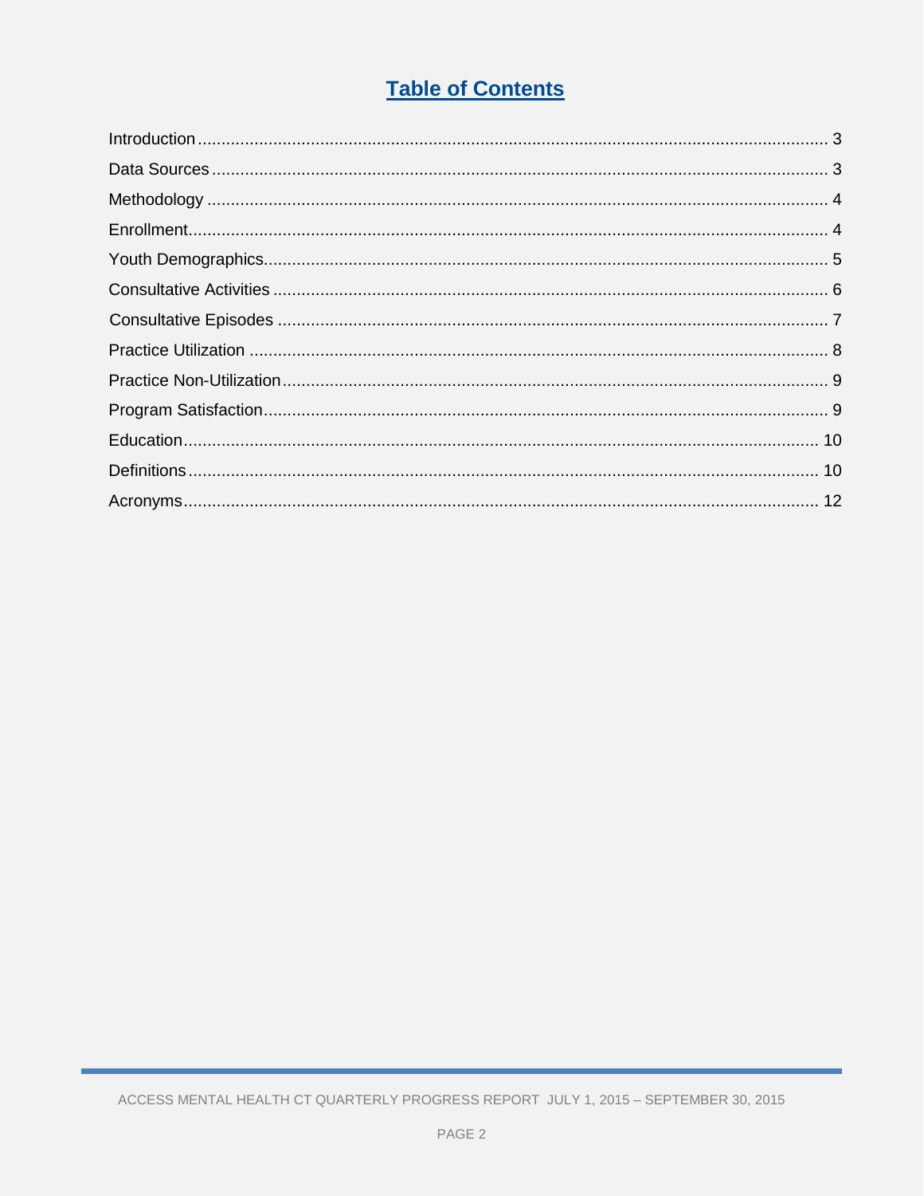# Table of Contents

Introduction ........ 3
Data Sources ........ 3
Methodology ........ 4
Enrollment ........ 4
Youth Demographics ........ 5
Consultative Activities ........ 6
Consultative Episodes ........ 7
Practice Utilization ........ 8
Practice Non-Utilization ........ 9
Program Satisfaction ........ 9
Education ........ 10
Definitions ........ 10
Acronyms ........ 12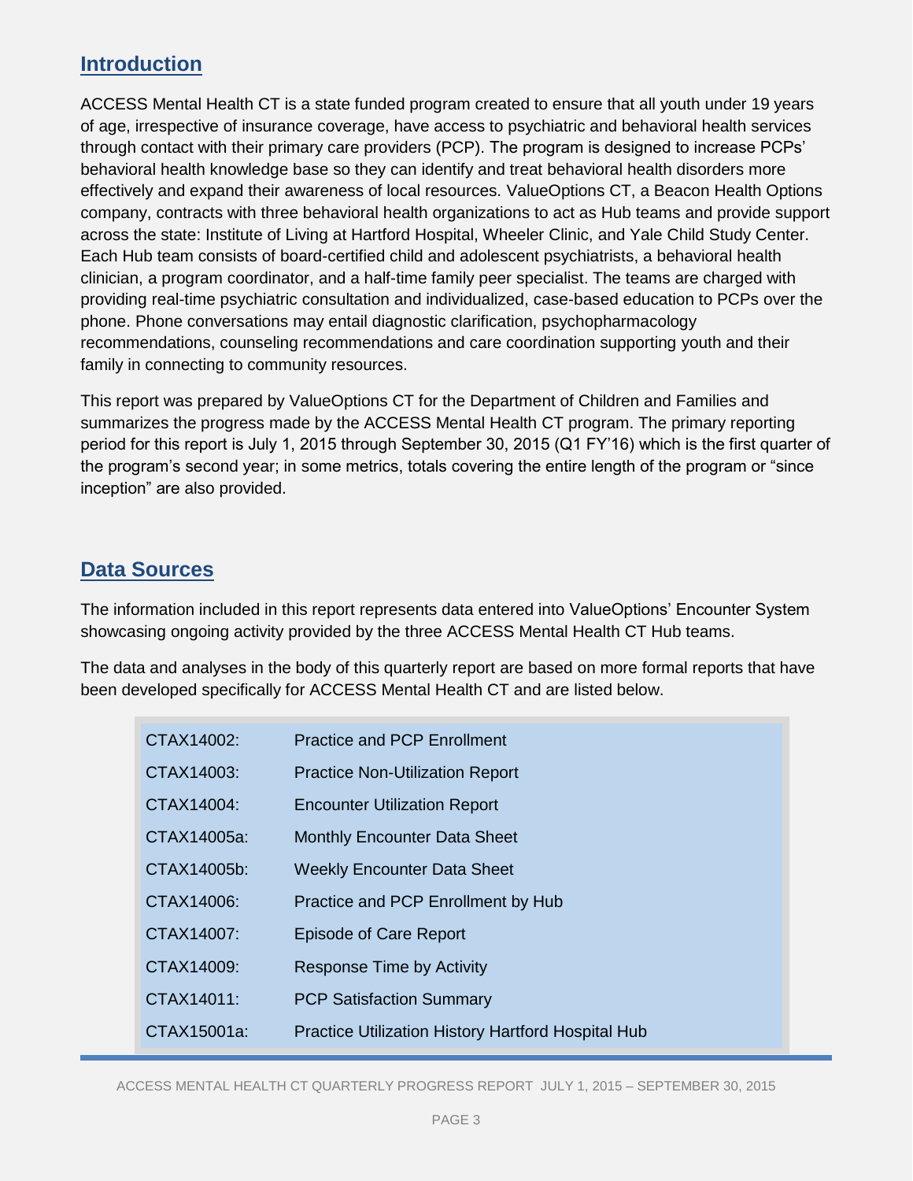## Introduction

ACCESS Mental Health CT is a state funded program created to ensure that all youth under 19 years of age, irrespective of insurance coverage, have access to psychiatric and behavioral health services through contact with their primary care providers (PCP). The program is designed to increase PCPs' behavioral health knowledge base so they can identify and treat behavioral health disorders more effectively and expand their awareness of local resources. ValueOptions CT, a Beacon Health Options company, contracts with three behavioral health organizations to act as Hub teams and provide support across the state: Institute of Living at Hartford Hospital, Wheeler Clinic, and Yale Child Study Center. Each Hub team consists of board-certified child and adolescent psychiatrists, a behavioral health clinician, a program coordinator, and a half-time family peer specialist. The teams are charged with providing real-time psychiatric consultation and individualized, case-based education to PCPs over the phone. Phone conversations may entail diagnostic clarification, psychopharmacology recommendations, counseling recommendations and care coordination supporting youth and their family in connecting to community resources.

This report was prepared by ValueOptions CT for the Department of Children and Families and summarizes the progress made by the ACCESS Mental Health CT program. The primary reporting period for this report is July 1, 2015 through September 30, 2015 (Q1 FY'16) which is the first quarter of the program's second year; in some metrics, totals covering the entire length of the program or "since inception" are also provided.

## Data Sources

The information included in this report represents data entered into ValueOptions' Encounter System showcasing ongoing activity provided by the three ACCESS Mental Health CT Hub teams.

The data and analyses in the body of this quarterly report are based on more formal reports that have been developed specifically for ACCESS Mental Health CT and are listed below.

| | |
|---|---|
| CTAX14002: | Practice and PCP Enrollment |
| CTAX14003: | Practice Non-Utilization Report |
| CTAX14004: | Encounter Utilization Report |
| CTAX14005a: | Monthly Encounter Data Sheet |
| CTAX14005b: | Weekly Encounter Data Sheet |
| CTAX14006: | Practice and PCP Enrollment by Hub |
| CTAX14007: | Episode of Care Report |
| CTAX14009: | Response Time by Activity |
| CTAX14011: | PCP Satisfaction Summary |
| CTAX15001a: | Practice Utilization History Hartford Hospital Hub |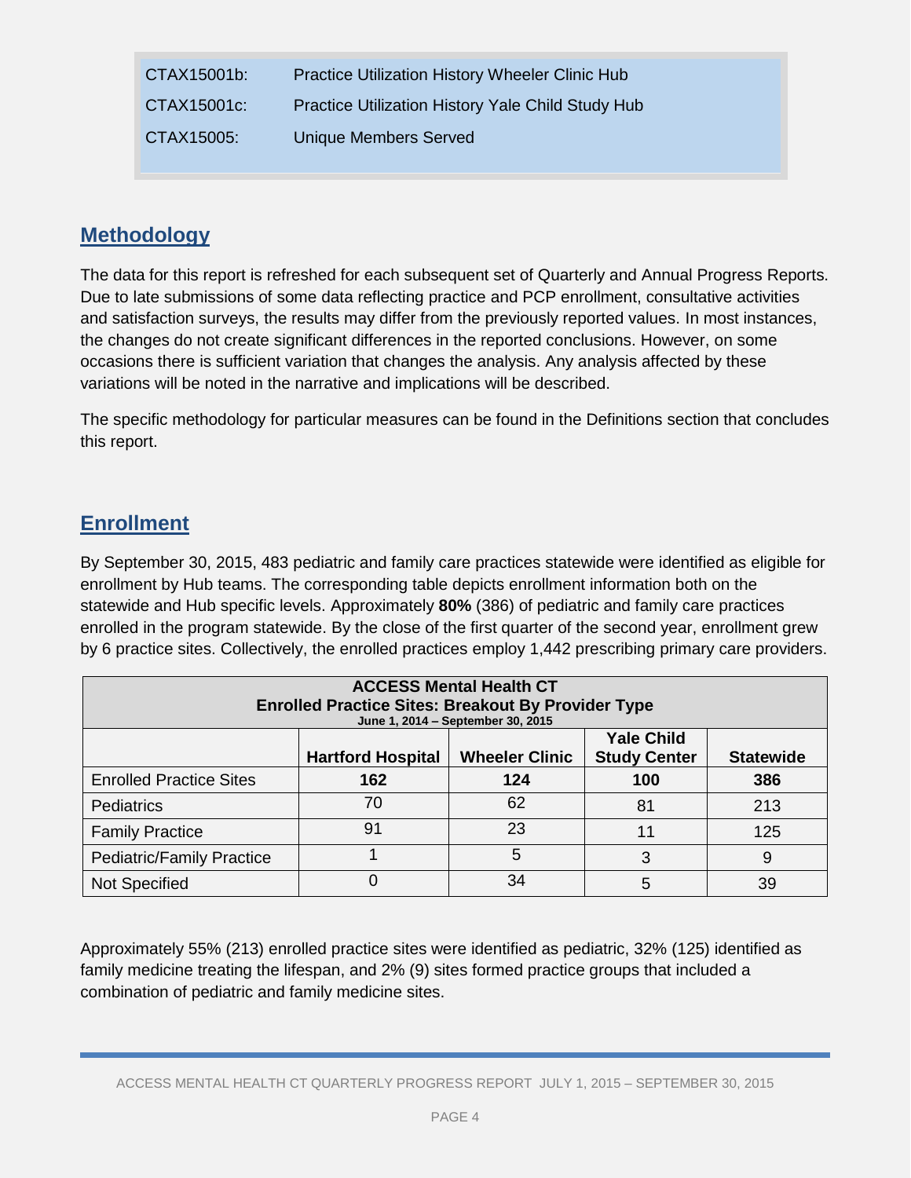| | |
|---|---|
| CTAX15001b: | Practice Utilization History Wheeler Clinic Hub |
| CTAX15001c: | Practice Utilization History Yale Child Study Hub |
| CTAX15005: | Unique Members Served |

## Methodology

The data for this report is refreshed for each subsequent set of Quarterly and Annual Progress Reports. Due to late submissions of some data reflecting practice and PCP enrollment, consultative activities and satisfaction surveys, the results may differ from the previously reported values. In most instances, the changes do not create significant differences in the reported conclusions. However, on some occasions there is sufficient variation that changes the analysis. Any analysis affected by these variations will be noted in the narrative and implications will be described.

The specific methodology for particular measures can be found in the Definitions section that concludes this report.

## Enrollment

By September 30, 2015, 483 pediatric and family care practices statewide were identified as eligible for enrollment by Hub teams. The corresponding table depicts enrollment information both on the statewide and Hub specific levels. Approximately **80%** (386) of pediatric and family care practices enrolled in the program statewide. By the close of the first quarter of the second year, enrollment grew by 6 practice sites. Collectively, the enrolled practices employ 1,442 prescribing primary care providers.

**ACCESS Mental Health CT**
**Enrolled Practice Sites: Breakout By Provider Type**
**June 1, 2014 – September 30, 2015**

| | Hartford Hospital | Wheeler Clinic | Yale Child Study Center | Statewide |
|---|---|---|---|---|
| Enrolled Practice Sites | **162** | **124** | **100** | **386** |
| Pediatrics | 70 | 62 | 81 | 213 |
| Family Practice | 91 | 23 | 11 | 125 |
| Pediatric/Family Practice | 1 | 5 | 3 | 9 |
| Not Specified | 0 | 34 | 5 | 39 |

Approximately 55% (213) enrolled practice sites were identified as pediatric, 32% (125) identified as family medicine treating the lifespan, and 2% (9) sites formed practice groups that included a combination of pediatric and family medicine sites.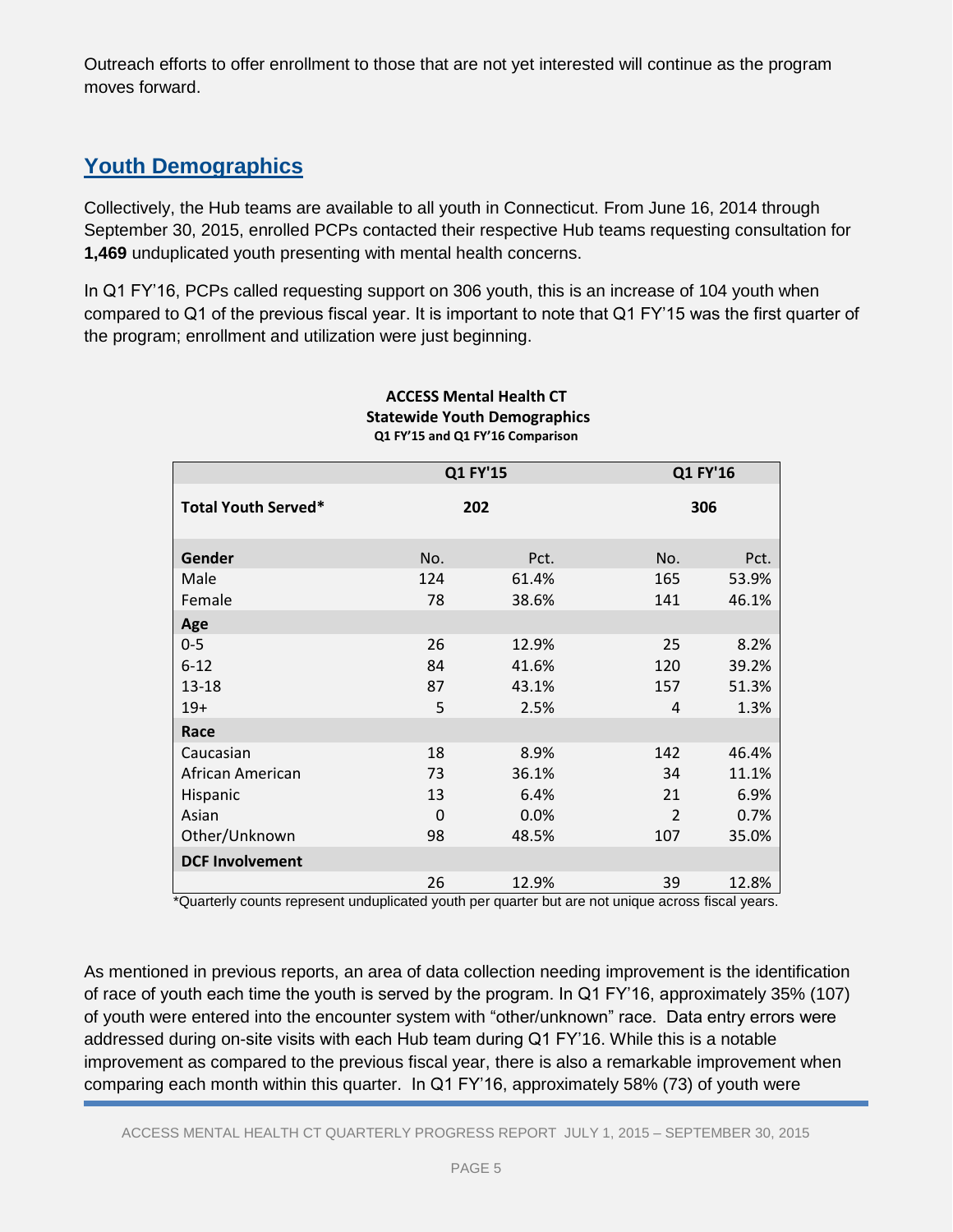Outreach efforts to offer enrollment to those that are not yet interested will continue as the program moves forward.

## Youth Demographics

Collectively, the Hub teams are available to all youth in Connecticut. From June 16, 2014 through September 30, 2015, enrolled PCPs contacted their respective Hub teams requesting consultation for **1,469** unduplicated youth presenting with mental health concerns.

In Q1 FY'16, PCPs called requesting support on 306 youth, this is an increase of 104 youth when compared to Q1 of the previous fiscal year. It is important to note that Q1 FY'15 was the first quarter of the program; enrollment and utilization were just beginning.

**ACCESS Mental Health CT**
**Statewide Youth Demographics**
**Q1 FY'15 and Q1 FY'16 Comparison**

| | Q1 FY'15 | | Q1 FY'16 | |
|---|---|---|---|---|
| **Total Youth Served*** | 202 | | 306 | |
| **Gender** | No. | Pct. | No. | Pct. |
| Male | 124 | 61.4% | 165 | 53.9% |
| Female | 78 | 38.6% | 141 | 46.1% |
| **Age** | | | | |
| 0-5 | 26 | 12.9% | 25 | 8.2% |
| 6-12 | 84 | 41.6% | 120 | 39.2% |
| 13-18 | 87 | 43.1% | 157 | 51.3% |
| 19+ | 5 | 2.5% | 4 | 1.3% |
| **Race** | | | | |
| Caucasian | 18 | 8.9% | 142 | 46.4% |
| African American | 73 | 36.1% | 34 | 11.1% |
| Hispanic | 13 | 6.4% | 21 | 6.9% |
| Asian | 0 | 0.0% | 2 | 0.7% |
| Other/Unknown | 98 | 48.5% | 107 | 35.0% |
| **DCF Involvement** | | | | |
| | 26 | 12.9% | 39 | 12.8% |

*Quarterly counts represent unduplicated youth per quarter but are not unique across fiscal years.

As mentioned in previous reports, an area of data collection needing improvement is the identification of race of youth each time the youth is served by the program. In Q1 FY'16, approximately 35% (107) of youth were entered into the encounter system with "other/unknown" race. Data entry errors were addressed during on-site visits with each Hub team during Q1 FY'16. While this is a notable improvement as compared to the previous fiscal year, there is also a remarkable improvement when comparing each month within this quarter. In Q1 FY'16, approximately 58% (73) of youth were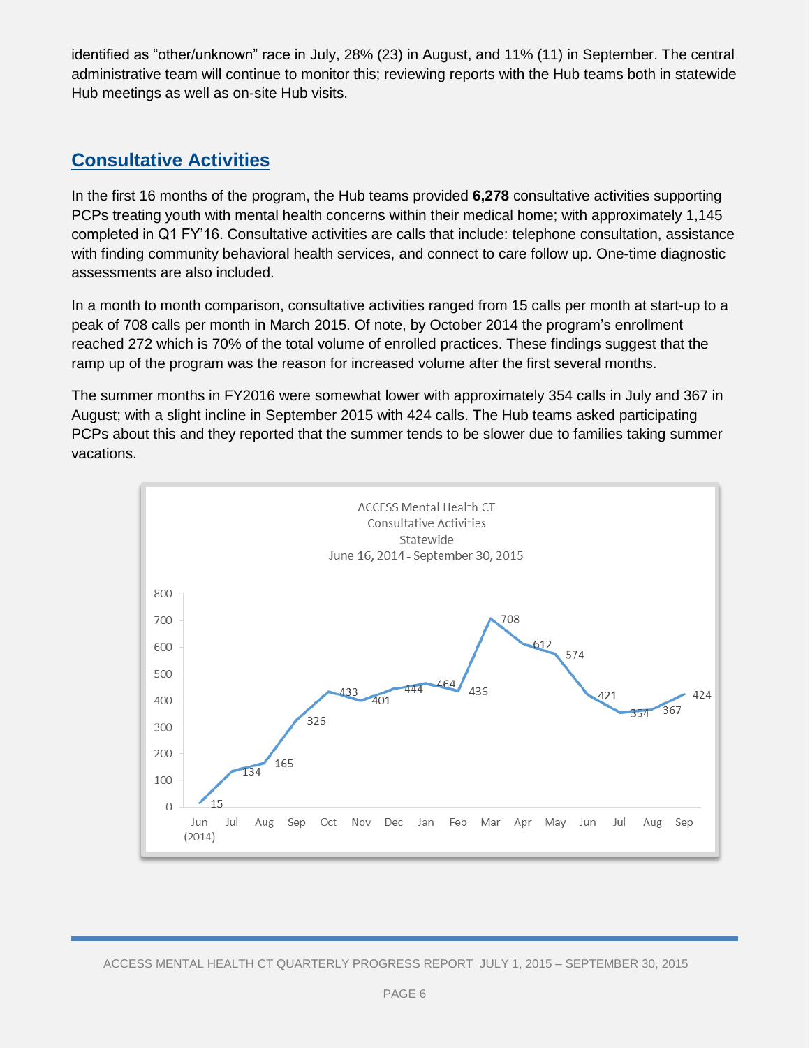identified as "other/unknown" race in July, 28% (23) in August, and 11% (11) in September. The central administrative team will continue to monitor this; reviewing reports with the Hub teams both in statewide Hub meetings as well as on-site Hub visits.

## Consultative Activities

In the first 16 months of the program, the Hub teams provided **6,278** consultative activities supporting PCPs treating youth with mental health concerns within their medical home; with approximately 1,145 completed in Q1 FY'16. Consultative activities are calls that include: telephone consultation, assistance with finding community behavioral health services, and connect to care follow up. One-time diagnostic assessments are also included.

In a month to month comparison, consultative activities ranged from 15 calls per month at start-up to a peak of 708 calls per month in March 2015. Of note, by October 2014 the program's enrollment reached 272 which is 70% of the total volume of enrolled practices. These findings suggest that the ramp up of the program was the reason for increased volume after the first several months.

The summer months in FY2016 were somewhat lower with approximately 354 calls in July and 367 in August; with a slight incline in September 2015 with 424 calls. The Hub teams asked participating PCPs about this and they reported that the summer tends to be slower due to families taking summer vacations.

ACCESS Mental Health CT
Consultative Activities
Statewide
June 16, 2014 - September 30, 2015

| Month | Jun (2014) | Jul | Aug | Sep | Oct | Nov | Dec | Jan | Feb | Mar | Apr | May | Jun | Jul | Aug | Sep |
|---|---|---|---|---|---|---|---|---|---|---|---|---|---|---|---|---|
| Consultative Activities | 15 | 134 | 165 | 326 | 433 | 401 | 444 | 464 | 436 | 708 | 612 | 574 | 421 | 354 | 367 | 424 |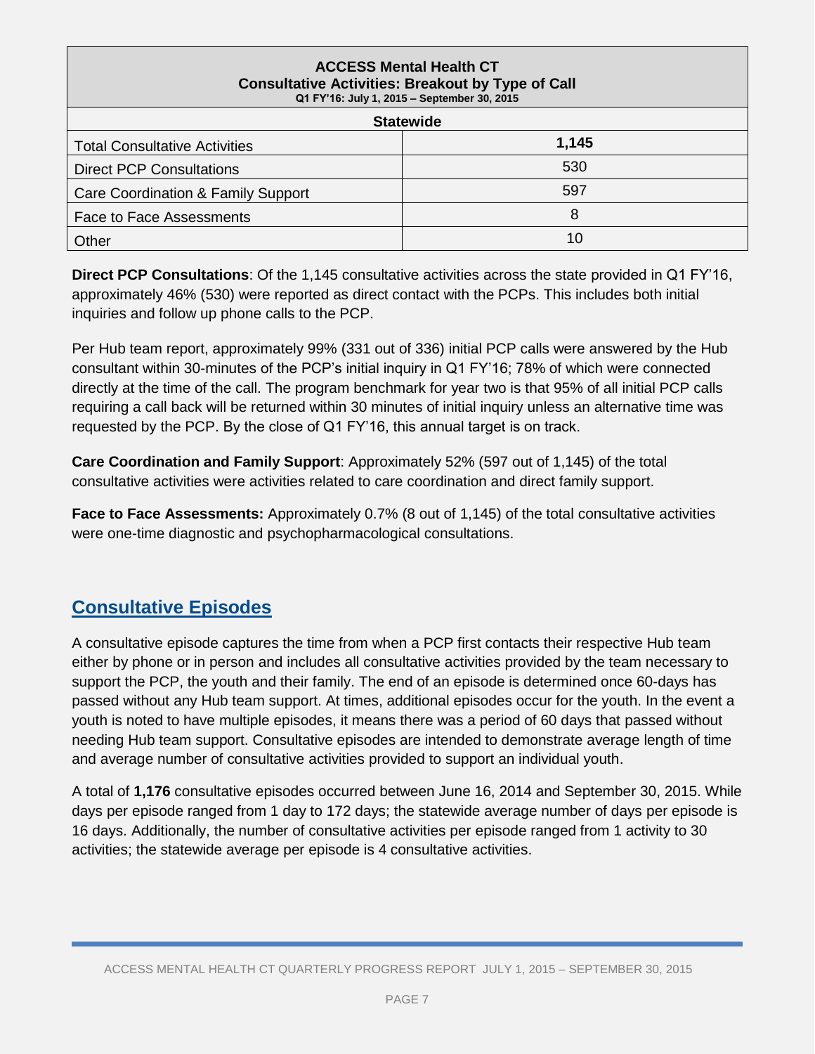| ACCESS Mental Health CT<br>Consultative Activities: Breakout by Type of Call<br>Q1 FY'16: July 1, 2015 – September 30, 2015 | |
|---|---|
| **Statewide** | |
| Total Consultative Activities | **1,145** |
| Direct PCP Consultations | 530 |
| Care Coordination & Family Support | 597 |
| Face to Face Assessments | 8 |
| Other | 10 |

**Direct PCP Consultations**: Of the 1,145 consultative activities across the state provided in Q1 FY'16, approximately 46% (530) were reported as direct contact with the PCPs. This includes both initial inquiries and follow up phone calls to the PCP.

Per Hub team report, approximately 99% (331 out of 336) initial PCP calls were answered by the Hub consultant within 30-minutes of the PCP's initial inquiry in Q1 FY'16; 78% of which were connected directly at the time of the call. The program benchmark for year two is that 95% of all initial PCP calls requiring a call back will be returned within 30 minutes of initial inquiry unless an alternative time was requested by the PCP. By the close of Q1 FY'16, this annual target is on track.

**Care Coordination and Family Support**: Approximately 52% (597 out of 1,145) of the total consultative activities were activities related to care coordination and direct family support.

**Face to Face Assessments:** Approximately 0.7% (8 out of 1,145) of the total consultative activities were one-time diagnostic and psychopharmacological consultations.

## Consultative Episodes

A consultative episode captures the time from when a PCP first contacts their respective Hub team either by phone or in person and includes all consultative activities provided by the team necessary to support the PCP, the youth and their family. The end of an episode is determined once 60-days has passed without any Hub team support. At times, additional episodes occur for the youth. In the event a youth is noted to have multiple episodes, it means there was a period of 60 days that passed without needing Hub team support. Consultative episodes are intended to demonstrate average length of time and average number of consultative activities provided to support an individual youth.

A total of **1,176** consultative episodes occurred between June 16, 2014 and September 30, 2015. While days per episode ranged from 1 day to 172 days; the statewide average number of days per episode is 16 days. Additionally, the number of consultative activities per episode ranged from 1 activity to 30 activities; the statewide average per episode is 4 consultative activities.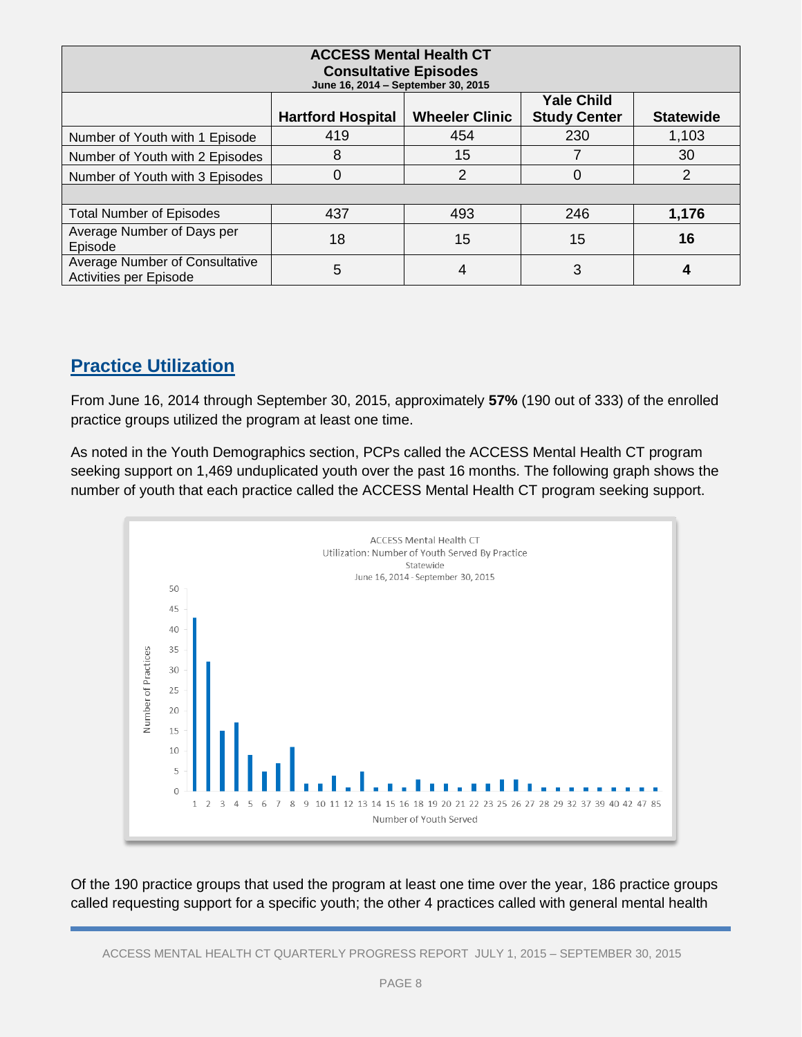| ACCESS Mental Health CT<br>Consultative Episodes<br>June 16, 2014 – September 30, 2015 | | | | |
|---|---|---|---|---|
| | Hartford Hospital | Wheeler Clinic | Yale Child Study Center | Statewide |
| Number of Youth with 1 Episode | 419 | 454 | 230 | 1,103 |
| Number of Youth with 2 Episodes | 8 | 15 | 7 | 30 |
| Number of Youth with 3 Episodes | 0 | 2 | 0 | 2 |
| | | | | |
| Total Number of Episodes | 437 | 493 | 246 | **1,176** |
| Average Number of Days per Episode | 18 | 15 | 15 | **16** |
| Average Number of Consultative Activities per Episode | 5 | 4 | 3 | **4** |

## Practice Utilization

From June 16, 2014 through September 30, 2015, approximately **57%** (190 out of 333) of the enrolled practice groups utilized the program at least one time.

As noted in the Youth Demographics section, PCPs called the ACCESS Mental Health CT program seeking support on 1,469 unduplicated youth over the past 16 months. The following graph shows the number of youth that each practice called the ACCESS Mental Health CT program seeking support.

Of the 190 practice groups that used the program at least one time over the year, 186 practice groups called requesting support for a specific youth; the other 4 practices called with general mental health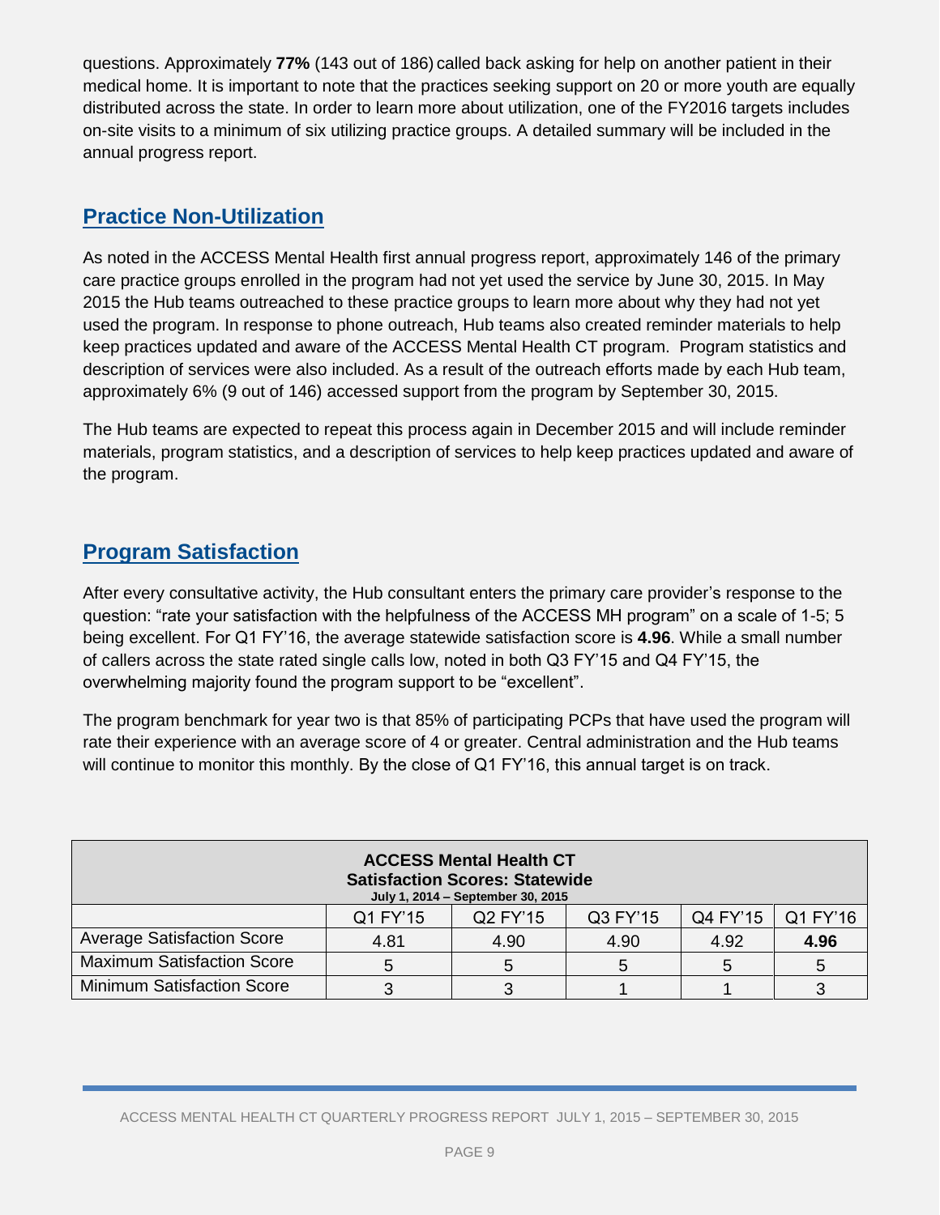questions. Approximately **77%** (143 out of 186) called back asking for help on another patient in their medical home. It is important to note that the practices seeking support on 20 or more youth are equally distributed across the state. In order to learn more about utilization, one of the FY2016 targets includes on-site visits to a minimum of six utilizing practice groups. A detailed summary will be included in the annual progress report.

## Practice Non-Utilization

As noted in the ACCESS Mental Health first annual progress report, approximately 146 of the primary care practice groups enrolled in the program had not yet used the service by June 30, 2015. In May 2015 the Hub teams outreached to these practice groups to learn more about why they had not yet used the program. In response to phone outreach, Hub teams also created reminder materials to help keep practices updated and aware of the ACCESS Mental Health CT program. Program statistics and description of services were also included. As a result of the outreach efforts made by each Hub team, approximately 6% (9 out of 146) accessed support from the program by September 30, 2015.

The Hub teams are expected to repeat this process again in December 2015 and will include reminder materials, program statistics, and a description of services to help keep practices updated and aware of the program.

## Program Satisfaction

After every consultative activity, the Hub consultant enters the primary care provider's response to the question: "rate your satisfaction with the helpfulness of the ACCESS MH program" on a scale of 1-5; 5 being excellent. For Q1 FY'16, the average statewide satisfaction score is **4.96**. While a small number of callers across the state rated single calls low, noted in both Q3 FY'15 and Q4 FY'15, the overwhelming majority found the program support to be "excellent".

The program benchmark for year two is that 85% of participating PCPs that have used the program will rate their experience with an average score of 4 or greater. Central administration and the Hub teams will continue to monitor this monthly. By the close of Q1 FY'16, this annual target is on track.

**ACCESS Mental Health CT**
**Satisfaction Scores: Statewide**
**July 1, 2014 – September 30, 2015**

| | Q1 FY'15 | Q2 FY'15 | Q3 FY'15 | Q4 FY'15 | Q1 FY'16 |
|---|---|---|---|---|---|
| Average Satisfaction Score | 4.81 | 4.90 | 4.90 | 4.92 | **4.96** |
| Maximum Satisfaction Score | 5 | 5 | 5 | 5 | 5 |
| Minimum Satisfaction Score | 3 | 3 | 1 | 1 | 3 |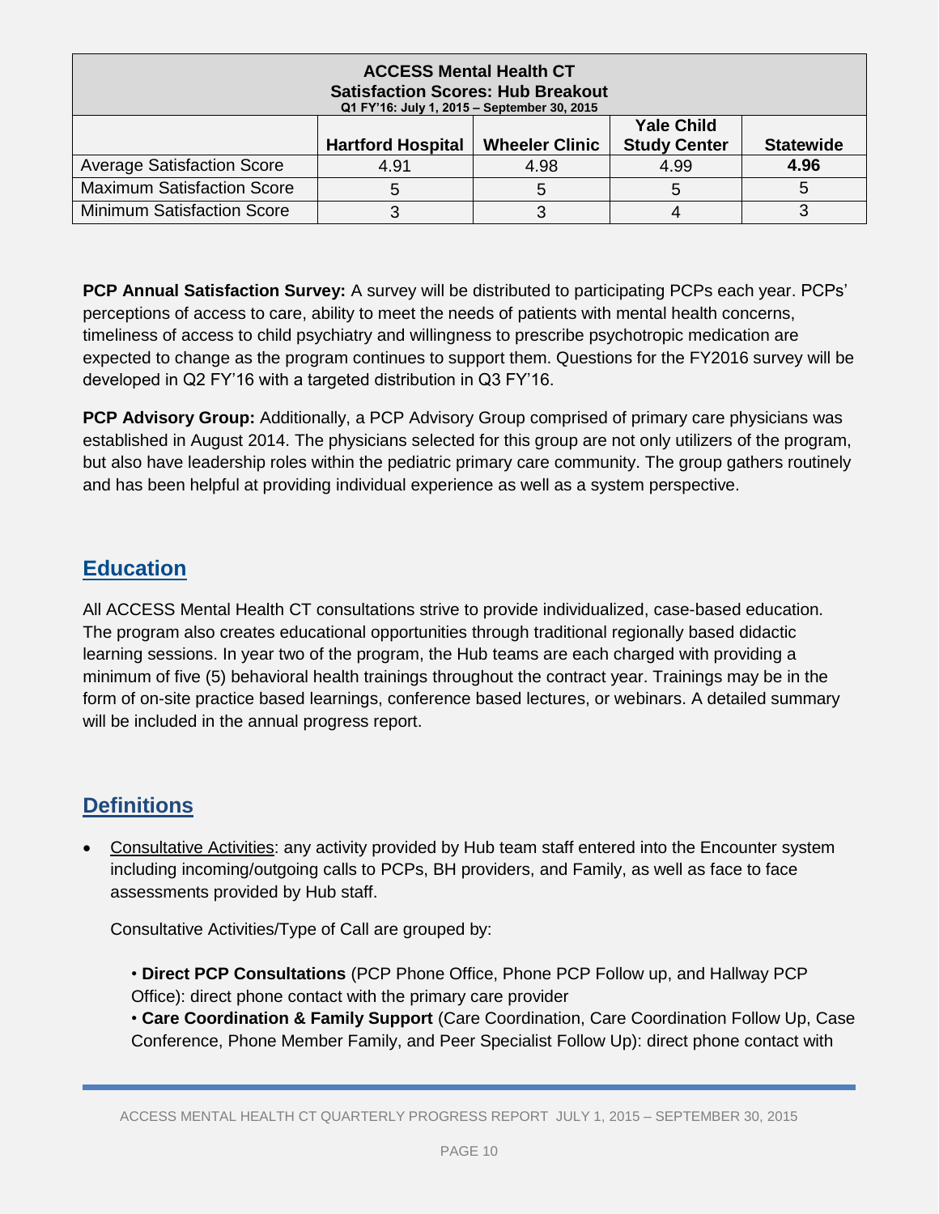| ACCESS Mental Health CT<br>Satisfaction Scores: Hub Breakout<br>Q1 FY'16: July 1, 2015 – September 30, 2015 | | | | |
|---|---|---|---|---|
| | **Hartford Hospital** | **Wheeler Clinic** | **Yale Child Study Center** | **Statewide** |
| Average Satisfaction Score | 4.91 | 4.98 | 4.99 | **4.96** |
| Maximum Satisfaction Score | 5 | 5 | 5 | 5 |
| Minimum Satisfaction Score | 3 | 3 | 4 | 3 |

**PCP Annual Satisfaction Survey:** A survey will be distributed to participating PCPs each year. PCPs' perceptions of access to care, ability to meet the needs of patients with mental health concerns, timeliness of access to child psychiatry and willingness to prescribe psychotropic medication are expected to change as the program continues to support them. Questions for the FY2016 survey will be developed in Q2 FY'16 with a targeted distribution in Q3 FY'16.

**PCP Advisory Group:** Additionally, a PCP Advisory Group comprised of primary care physicians was established in August 2014. The physicians selected for this group are not only utilizers of the program, but also have leadership roles within the pediatric primary care community. The group gathers routinely and has been helpful at providing individual experience as well as a system perspective.

## Education

All ACCESS Mental Health CT consultations strive to provide individualized, case-based education. The program also creates educational opportunities through traditional regionally based didactic learning sessions. In year two of the program, the Hub teams are each charged with providing a minimum of five (5) behavioral health trainings throughout the contract year. Trainings may be in the form of on-site practice based learnings, conference based lectures, or webinars. A detailed summary will be included in the annual progress report.

## Definitions

- Consultative Activities: any activity provided by Hub team staff entered into the Encounter system including incoming/outgoing calls to PCPs, BH providers, and Family, as well as face to face assessments provided by Hub staff.

  Consultative Activities/Type of Call are grouped by:

  - **Direct PCP Consultations** (PCP Phone Office, Phone PCP Follow up, and Hallway PCP Office): direct phone contact with the primary care provider
  - **Care Coordination & Family Support** (Care Coordination, Care Coordination Follow Up, Case Conference, Phone Member Family, and Peer Specialist Follow Up): direct phone contact with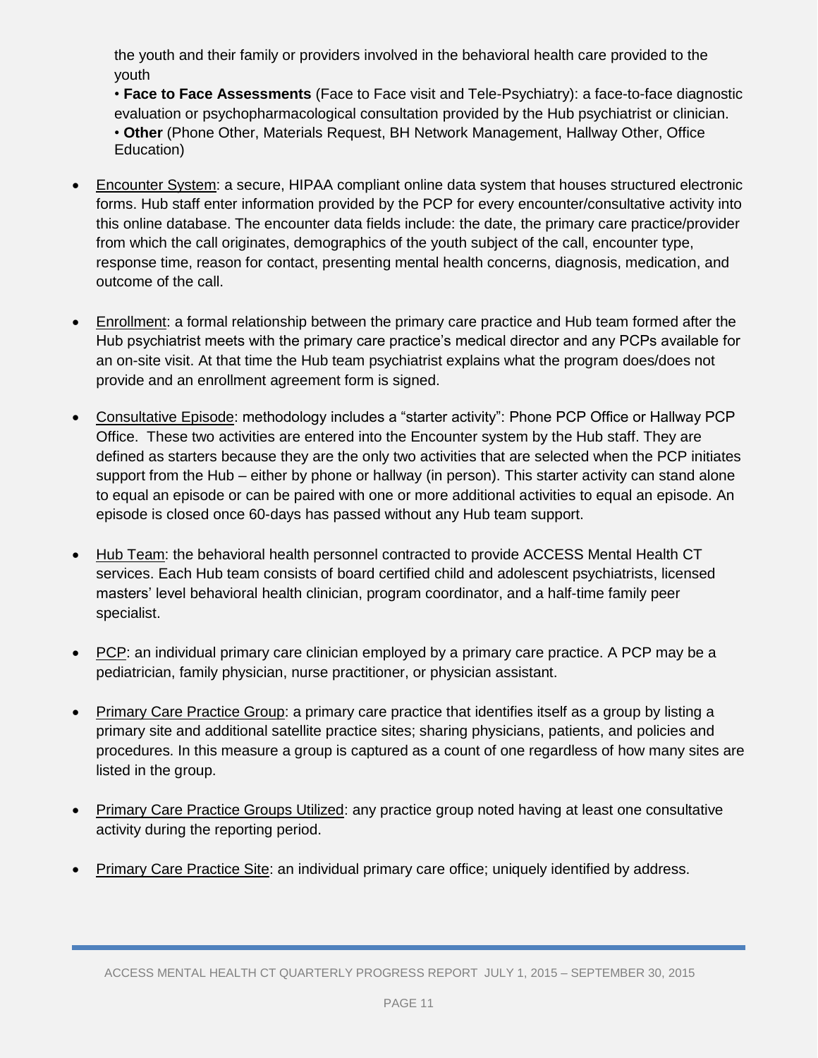the youth and their family or providers involved in the behavioral health care provided to the youth

• **Face to Face Assessments** (Face to Face visit and Tele-Psychiatry): a face-to-face diagnostic evaluation or psychopharmacological consultation provided by the Hub psychiatrist or clinician.

• **Other** (Phone Other, Materials Request, BH Network Management, Hallway Other, Office Education)

- Encounter System: a secure, HIPAA compliant online data system that houses structured electronic forms. Hub staff enter information provided by the PCP for every encounter/consultative activity into this online database. The encounter data fields include: the date, the primary care practice/provider from which the call originates, demographics of the youth subject of the call, encounter type, response time, reason for contact, presenting mental health concerns, diagnosis, medication, and outcome of the call.

- Enrollment: a formal relationship between the primary care practice and Hub team formed after the Hub psychiatrist meets with the primary care practice's medical director and any PCPs available for an on-site visit. At that time the Hub team psychiatrist explains what the program does/does not provide and an enrollment agreement form is signed.

- Consultative Episode: methodology includes a "starter activity": Phone PCP Office or Hallway PCP Office. These two activities are entered into the Encounter system by the Hub staff. They are defined as starters because they are the only two activities that are selected when the PCP initiates support from the Hub – either by phone or hallway (in person). This starter activity can stand alone to equal an episode or can be paired with one or more additional activities to equal an episode. An episode is closed once 60-days has passed without any Hub team support.

- Hub Team: the behavioral health personnel contracted to provide ACCESS Mental Health CT services. Each Hub team consists of board certified child and adolescent psychiatrists, licensed masters' level behavioral health clinician, program coordinator, and a half-time family peer specialist.

- PCP: an individual primary care clinician employed by a primary care practice. A PCP may be a pediatrician, family physician, nurse practitioner, or physician assistant.

- Primary Care Practice Group: a primary care practice that identifies itself as a group by listing a primary site and additional satellite practice sites; sharing physicians, patients, and policies and procedures. In this measure a group is captured as a count of one regardless of how many sites are listed in the group.

- Primary Care Practice Groups Utilized: any practice group noted having at least one consultative activity during the reporting period.

- Primary Care Practice Site: an individual primary care office; uniquely identified by address.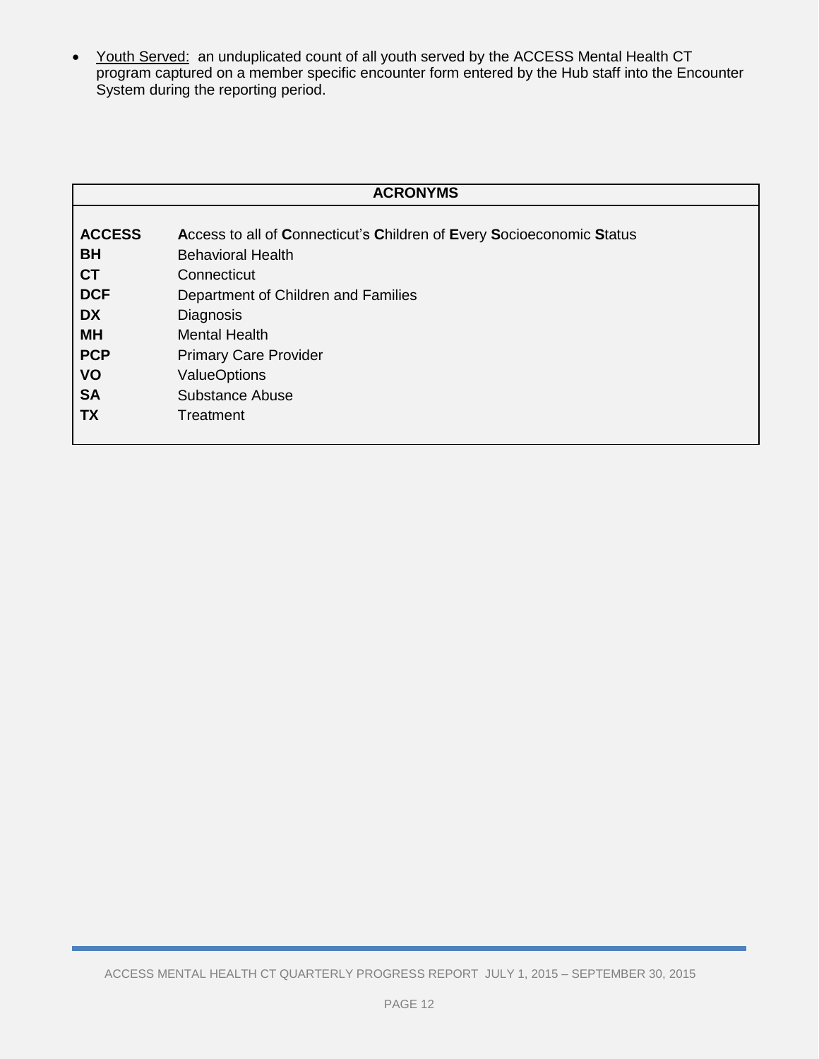- <u>Youth Served:</u> an unduplicated count of all youth served by the ACCESS Mental Health CT program captured on a member specific encounter form entered by the Hub staff into the Encounter System during the reporting period.

| ACRONYMS | |
|---|---|
| **ACCESS** | **A**ccess to all of **C**onnecticut's **C**hildren of **E**very **S**ocioeconomic **S**tatus |
| **BH** | Behavioral Health |
| **CT** | Connecticut |
| **DCF** | Department of Children and Families |
| **DX** | Diagnosis |
| **MH** | Mental Health |
| **PCP** | Primary Care Provider |
| **VO** | ValueOptions |
| **SA** | Substance Abuse |
| **TX** | Treatment |